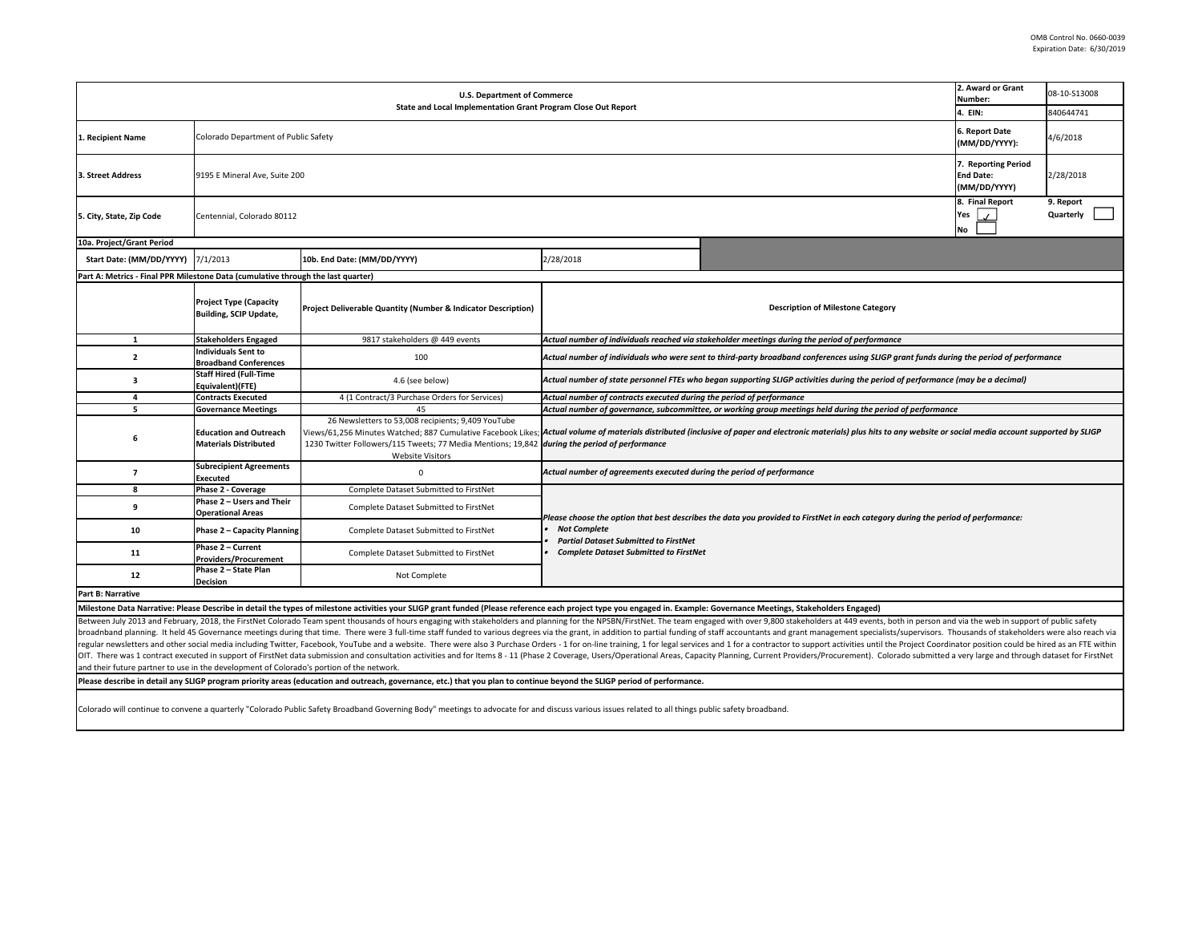OMB Control No. 0660-0039
Expiration Date: 6/30/2019

| U.S. Department of Commerce<br>State and Local Implementation Grant Program Close Out Report | | | | 2. Award or Grant Number: | 08-10-S13008 |
|---|---|---|---|---|---|
| | | | | 4. EIN: | 840644741 |
| 1. Recipient Name | Colorado Department of Public Safety | | | 6. Report Date (MM/DD/YYYY): | 4/6/2018 |
| 3. Street Address | 9195 E Mineral Ave, Suite 200 | | | 7. Reporting Period End Date: (MM/DD/YYYY) | 2/28/2018 |
| 5. City, State, Zip Code | Centennial, Colorado 80112 | | | 8. Final Report Yes ✓ No | 9. Report Quarterly |
| **10a. Project/Grant Period** | | | | | |
| Start Date: (MM/DD/YYYY) | 7/1/2013 | 10b. End Date: (MM/DD/YYYY) | 2/28/2018 | | |

**Part A: Metrics - Final PPR Milestone Data (cumulative through the last quarter)**

| | Project Type (Capacity Building, SCIP Update, | Project Deliverable Quantity (Number & Indicator Description) | Description of Milestone Category |
|---|---|---|---|
| 1 | Stakeholders Engaged | 9817 stakeholders @ 449 events | *Actual number of individuals reached via stakeholder meetings during the period of performance* |
| 2 | Individuals Sent to Broadband Conferences | 100 | *Actual number of individuals who were sent to third-party broadband conferences using SLIGP grant funds during the period of performance* |
| 3 | Staff Hired (Full-Time Equivalent)(FTE) | 4.6 (see below) | *Actual number of state personnel FTEs who began supporting SLIGP activities during the period of performance (may be a decimal)* |
| 4 | Contracts Executed | 4 (1 Contract/3 Purchase Orders for Services) | *Actual number of contracts executed during the period of performance* |
| 5 | Governance Meetings | 45 | *Actual number of governance, subcommittee, or working group meetings held during the period of performance* |
| 6 | Education and Outreach Materials Distributed | 26 Newsletters to 53,008 recipients; 9,409 YouTube Views/61,256 Minutes Watched; 887 Cumulative Facebook Likes; 1230 Twitter Followers/115 Tweets; 77 Media Mentions; 19,842 Website Visitors | *Actual volume of materials distributed (inclusive of paper and electronic materials) plus hits to any website or social media account supported by SLIGP during the period of performance* |
| 7 | Subrecipient Agreements Executed | 0 | *Actual number of agreements executed during the period of performance* |
| 8 | Phase 2 - Coverage | Complete Dataset Submitted to FirstNet | *Please choose the option that best describes the data you provided to FirstNet in each category during the period of performance:*<br>• *Not Complete*<br>• *Partial Dataset Submitted to FirstNet*<br>• *Complete Dataset Submitted to FirstNet* |
| 9 | Phase 2 – Users and Their Operational Areas | Complete Dataset Submitted to FirstNet | |
| 10 | Phase 2 – Capacity Planning | Complete Dataset Submitted to FirstNet | |
| 11 | Phase 2 – Current Providers/Procurement | Complete Dataset Submitted to FirstNet | |
| 12 | Phase 2 – State Plan Decision | Not Complete | |

**Part B: Narrative**

**Milestone Data Narrative: Please Describe in detail the types of milestone activities your SLIGP grant funded (Please reference each project type you engaged in. Example: Governance Meetings, Stakeholders Engaged)**

Between July 2013 and February, 2018, the FirstNet Colorado Team spent thousands of hours engaging with stakeholders and planning for the NPSBN/FirstNet. The team engaged with over 9,800 stakeholders at 449 events, both in person and via the web in support of public safety broadnband planning. It held 45 Governance meetings during that time. There were 3 full-time staff funded to various degrees via the grant, in addition to partial funding of staff accountants and grant management specialists/supervisors. Thousands of stakeholders were also reach via regular newsletters and other social media including Twitter, Facebook, YouTube and a website. There were also 3 Purchase Orders - 1 for on-line training, 1 for legal services and 1 for a contractor to support activities until the Project Coordinator position could be hired as an FTE within OIT. There was 1 contract executed in support of FirstNet data submission and consultation activities and for Items 8 - 11 (Phase 2 Coverage, Users/Operational Areas, Capacity Planning, Current Providers/Procurement). Colorado submitted a very large and through dataset for FirstNet and their future partner to use in the development of Colorado's portion of the network.

**Please describe in detail any SLIGP program priority areas (education and outreach, governance, etc.) that you plan to continue beyond the SLIGP period of performance.**

Colorado will continue to convene a quarterly "Colorado Public Safety Broadband Governing Body" meetings to advocate for and discuss various issues related to all things public safety broadband.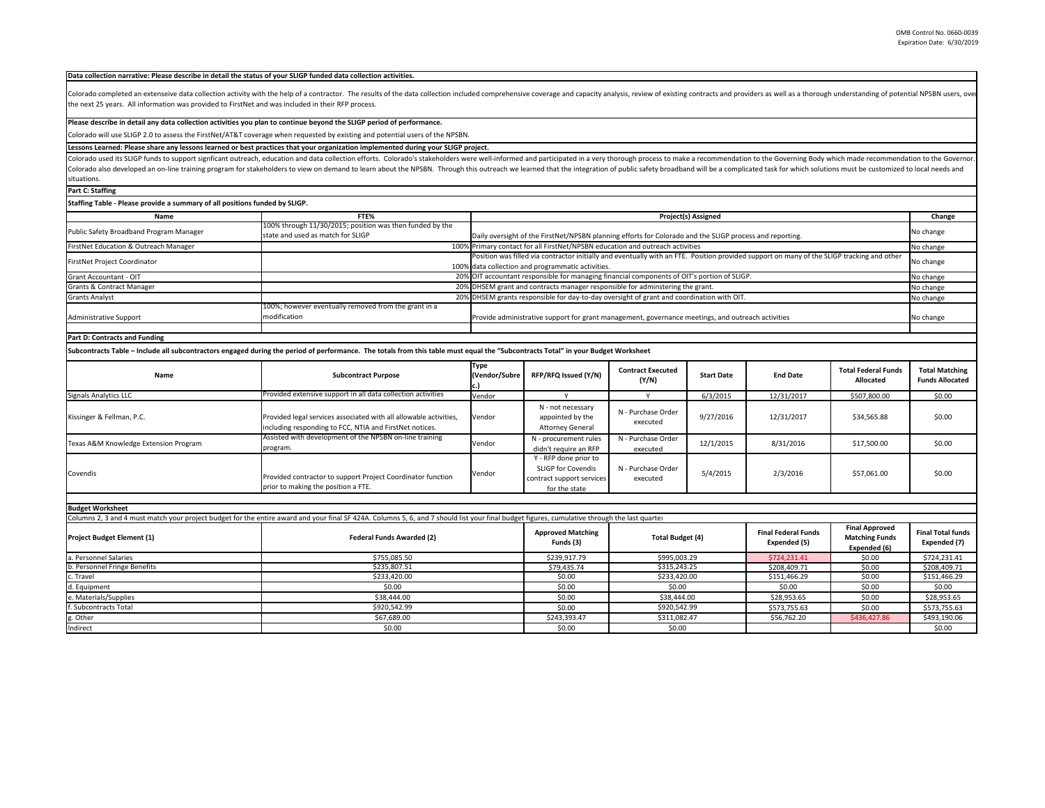OMB Control No. 0660-0039
Expiration Date: 6/30/2019

**Data collection narrative: Please describe in detail the status of your SLIGP funded data collection activities.**

Colorado completed an extenseive data collection activity with the help of a contractor. The results of the data collection included comprehensive coverage and capacity analysis, review of existing contracts and providers as well as a thorough understanding of potential NPSBN users, over the next 25 years. All information was provided to FirstNet and was included in their RFP process.

**Please describe in detail any data collection activities you plan to continue beyond the SLIGP period of performance.**

Colorado will use SLIGP 2.0 to assess the FirstNet/AT&T coverage when requested by existing and potential users of the NPSBN.

**Lessons Learned: Please share any lessons learned or best practices that your organization implemented during your SLIGP project.**

Colorado used its SLIGP funds to support signficant outreach, education and data collection efforts. Colorado's stakeholders were well-informed and participated in a very thorough process to make a recommendation to the Governing Body which made recommendation to the Governor. Colorado also developed an on-line training program for stakeholders to view on demand to learn about the NPSBN. Through this outreach we learned that the integration of public safety broadband will be a complicated task for which solutions must be customized to local needs and situations.

**Part C: Staffing**

**Staffing Table - Please provide a summary of all positions funded by SLIGP.**

| Name | FTE% | Project(s) Assigned | Change |
|---|---|---|---|
| Public Safety Broadband Program Manager | 100% through 11/30/2015; position was then funded by the state and used as match for SLIGP | Daily oversight of the FirstNet/NPSBN planning efforts for Colorado and the SLIGP process and reporting. | No change |
| FirstNet Education & Outreach Manager | 100% | Primary contact for all FirstNet/NPSBN education and outreach activities | No change |
| FirstNet Project Coordinator | 100% | Position was filled via contractor initially and eventually with an FTE. Position provided support on many of the SLIGP tracking and other data collection and programmatic activities. | No change |
| Grant Accountant - OIT | 20% | OIT accountant responsible for managing financial components of OIT's portion of SLIGP. | No change |
| Grants & Contract Manager | 20% | DHSEM grant and contracts manager responsible for adminstering the grant. | No change |
| Grants Analyst | 20% | DHSEM grants responsible for day-to-day oversight of grant and coordination with OIT. | No change |
| Administrative Support | 100%; however eventually removed from the grant in a modification | Provide administrative support for grant management, governance meetings, and outreach activities | No change |

**Part D: Contracts and Funding**

**Subcontracts Table – Include all subcontractors engaged during the period of performance. The totals from this table must equal the "Subcontracts Total" in your Budget Worksheet**

| Name | Subcontract Purpose | Type (Vendor/Subrec.) | RFP/RFQ Issued (Y/N) | Contract Executed (Y/N) | Start Date | End Date | Total Federal Funds Allocated | Total Matching Funds Allocated |
|---|---|---|---|---|---|---|---|---|
| Signals Analytics LLC | Provided extensive support in all data collection activities | Vendor | Y | Y | 6/3/2015 | 12/31/2017 | $507,800.00 | $0.00 |
| Kissinger & Fellman, P.C. | Provided legal services associated with all allowable activities, including responding to FCC, NTIA and FirstNet notices. | Vendor | N - not necessary appointed by the Attorney General | N - Purchase Order executed | 9/27/2016 | 12/31/2017 | $34,565.88 | $0.00 |
| Texas A&M Knowledge Extension Program | Assisted with development of the NPSBN on-line training program. | Vendor | N - procurement rules didn't require an RFP | N - Purchase Order executed | 12/1/2015 | 8/31/2016 | $17,500.00 | $0.00 |
| Covendis | Provided contractor to support Project Coordinator function prior to making the position a FTE. | Vendor | Y - RFP done prior to SLIGP for Covendis contract support services for the state | N - Purchase Order executed | 5/4/2015 | 2/3/2016 | $57,061.00 | $0.00 |

**Budget Worksheet**

Columns 2, 3 and 4 must match your project budget for the entire award and your final SF 424A. Columns 5, 6, and 7 should list your final budget figures, cumulative through the last quarter

| Project Budget Element (1) | Federal Funds Awarded (2) | Approved Matching Funds (3) | Total Budget (4) | Final Federal Funds Expended (5) | Final Approved Matching Funds Expended (6) | Final Total funds Expended (7) |
|---|---|---|---|---|---|---|
| a. Personnel Salaries | $755,085.50 | $239,917.79 | $995,003.29 | $724,231.41 | $0.00 | $724,231.41 |
| b. Personnel Fringe Benefits | $235,807.51 | $79,435.74 | $315,243.25 | $208,409.71 | $0.00 | $208,409.71 |
| c. Travel | $233,420.00 | $0.00 | $233,420.00 | $151,466.29 | $0.00 | $151,466.29 |
| d. Equipment | $0.00 | $0.00 | $0.00 | $0.00 | $0.00 | $0.00 |
| e. Materials/Supplies | $38,444.00 | $0.00 | $38,444.00 | $28,953.65 | $0.00 | $28,953.65 |
| f. Subcontracts Total | $920,542.99 | $0.00 | $920,542.99 | $573,755.63 | $0.00 | $573,755.63 |
| g. Other | $67,689.00 | $243,393.47 | $311,082.47 | $56,762.20 | $436,427.86 | $493,190.06 |
| Indirect | $0.00 | $0.00 | $0.00 | | | $0.00 |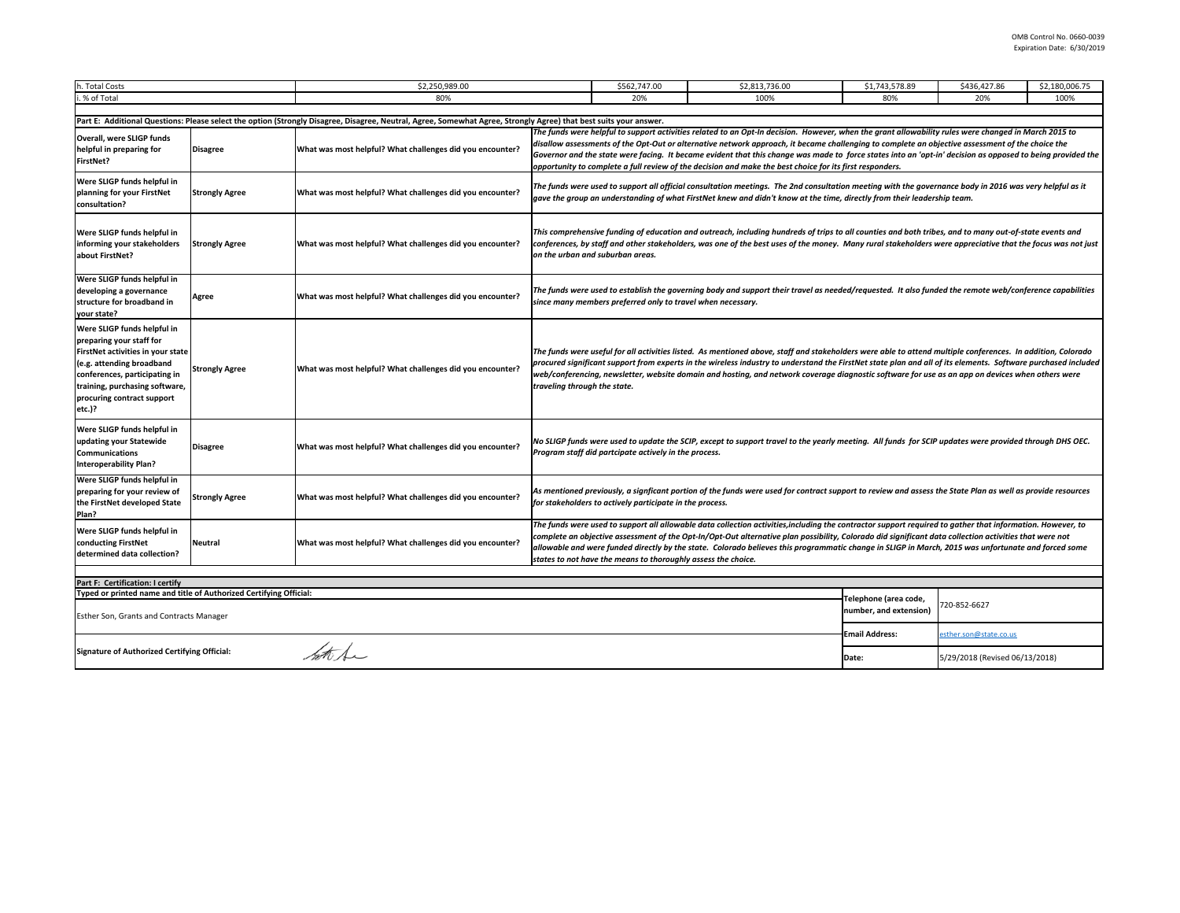OMB Control No. 0660-0039
Expiration Date: 6/30/2019

| | | | | | | |
|---|---|---|---|---|---|---|
| h. Total Costs | $2,250,989.00 | $562,747.00 | $2,813,736.00 | $1,743,578.89 | $436,427.86 | $2,180,006.75 |
| i. % of Total | 80% | 20% | 100% | 80% | 20% | 100% |

**Part E: Additional Questions: Please select the option (Strongly Disagree, Disagree, Neutral, Agree, Somewhat Agree, Strongly Agree) that best suits your answer.**

| | | | |
|---|---|---|---|
| **Overall, were SLIGP funds helpful in preparing for FirstNet?** | **Disagree** | **What was most helpful? What challenges did you encounter?** | *The funds were helpful to support activities related to an Opt-In decision. However, when the grant allowability rules were changed in March 2015 to disallow assessments of the Opt-Out or alternative network approach, it became challenging to complete an objective assessment of the choice the Governor and the state were facing. It became evident that this change was made to force states into an 'opt-in' decision as opposed to being provided the opportunity to complete a full review of the decision and make the best choice for its first responders.* |
| **Were SLIGP funds helpful in planning for your FirstNet consultation?** | **Strongly Agree** | **What was most helpful? What challenges did you encounter?** | *The funds were used to support all official consultation meetings. The 2nd consultation meeting with the governance body in 2016 was very helpful as it gave the group an understanding of what FirstNet knew and didn't know at the time, directly from their leadership team.* |
| **Were SLIGP funds helpful in informing your stakeholders about FirstNet?** | **Strongly Agree** | **What was most helpful? What challenges did you encounter?** | *This comprehensive funding of education and outreach, including hundreds of trips to all counties and both tribes, and to many out-of-state events and conferences, by staff and other stakeholders, was one of the best uses of the money. Many rural stakeholders were appreciative that the focus was not just on the urban and suburban areas.* |
| **Were SLIGP funds helpful in developing a governance structure for broadband in your state?** | **Agree** | **What was most helpful? What challenges did you encounter?** | *The funds were used to establish the governing body and support their travel as needed/requested. It also funded the remote web/conference capabilities since many members preferred only to travel when necessary.* |
| **Were SLIGP funds helpful in preparing your staff for FirstNet activities in your state (e.g. attending broadband conferences, participating in training, purchasing software, procuring contract support etc.)?** | **Strongly Agree** | **What was most helpful? What challenges did you encounter?** | *The funds were useful for all activities listed. As mentioned above, staff and stakeholders were able to attend multiple conferences. In addition, Colorado procured significant support from experts in the wireless industry to understand the FirstNet state plan and all of its elements. Software purchased included web/conferencing, newsletter, website domain and hosting, and network coverage diagnostic software for use as an app on devices when others were traveling through the state.* |
| **Were SLIGP funds helpful in updating your Statewide Communications Interoperability Plan?** | **Disagree** | **What was most helpful? What challenges did you encounter?** | *No SLIGP funds were used to update the SCIP, except to support travel to the yearly meeting. All funds for SCIP updates were provided through DHS OEC. Program staff did partcipate actively in the process.* |
| **Were SLIGP funds helpful in preparing for your review of the FirstNet developed State Plan?** | **Strongly Agree** | **What was most helpful? What challenges did you encounter?** | *As mentioned previously, a signficant portion of the funds were used for contract support to review and assess the State Plan as well as provide resources for stakeholders to actively participate in the process.* |
| **Were SLIGP funds helpful in conducting FirstNet determined data collection?** | **Neutral** | **What was most helpful? What challenges did you encounter?** | *The funds were used to support all allowable data collection activities,including the contractor support required to gather that information. However, to complete an objective assessment of the Opt-In/Opt-Out alternative plan possibility, Colorado did significant data collection activities that were not allowable and were funded directly by the state. Colorado believes this programmatic change in SLIGP in March, 2015 was unfortunate and forced some states to not have the means to thoroughly assess the choice.* |

**Part F: Certification: I certify**

| | | |
|---|---|---|
| **Typed or printed name and title of Authorized Certifying Official:** Esther Son, Grants and Contracts Manager | **Telephone (area code, number, and extension)** | 720-852-6627 |
| | **Email Address:** | esther.son@state.co.us |
| **Signature of Authorized Certifying Official:** | **Date:** | 5/29/2018 (Revised 06/13/2018) |